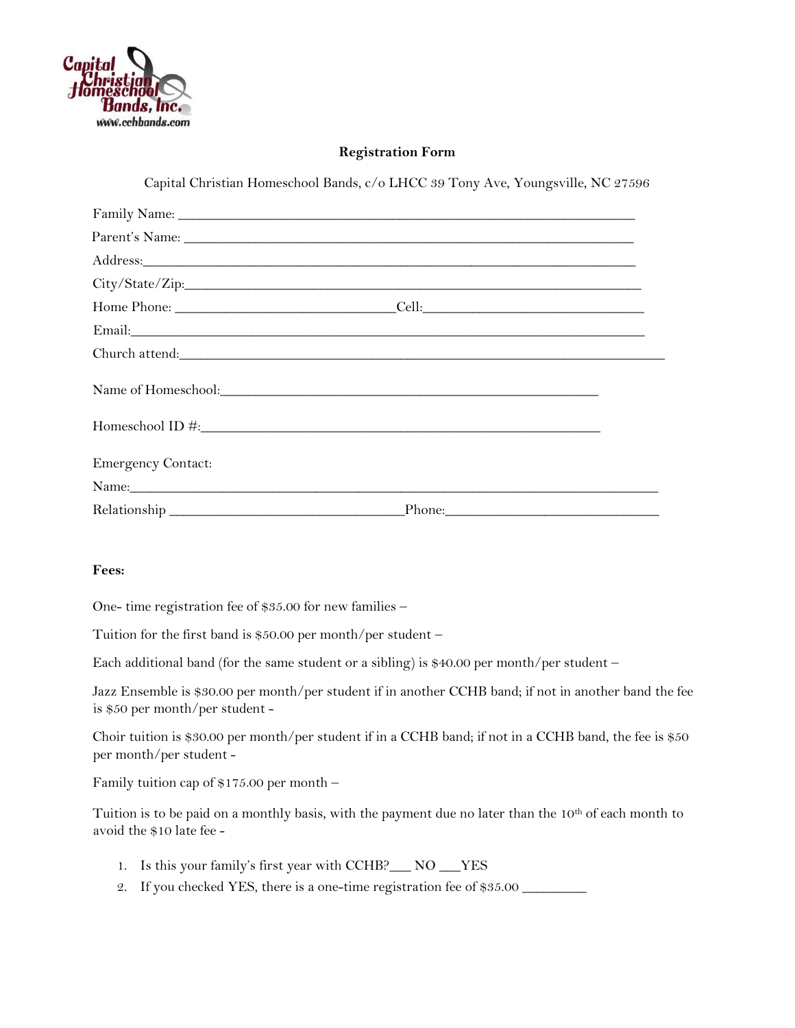**Registration Form**

Capital Christian Homeschool Bands, c/o LHCC 39 Tony Ave, Youngsville, NC 27596

Family Name: ____________________________________________________________

Parent's Name: ___________________________________________________________

Address:_________________________________________________________________

City/State/Zip:____________________________________________________________

Home Phone: _____________________________Cell:_____________________________

Email:___________________________________________________________________

Church attend:____________________________________________________________

Name of Homeschool:_____________________________________________________

Homeschool ID #:_________________________________________________________

Emergency Contact:

Name:___________________________________________________________________

Relationship ______________________________Phone:___________________________

**Fees:**

One- time registration fee of $35.00 for new families –

Tuition for the first band is $50.00 per month/per student –

Each additional band (for the same student or a sibling) is $40.00 per month/per student –

Jazz Ensemble is $30.00 per month/per student if in another CCHB band; if not in another band the fee is $50 per month/per student -

Choir tuition is $30.00 per month/per student if in a CCHB band; if not in a CCHB band, the fee is $50 per month/per student -

Family tuition cap of $175.00 per month –

Tuition is to be paid on a monthly basis, with the payment due no later than the 10th of each month to avoid the $10 late fee -

1. Is this your family's first year with CCHB?___ NO ___YES
2. If you checked YES, there is a one-time registration fee of $35.00 ________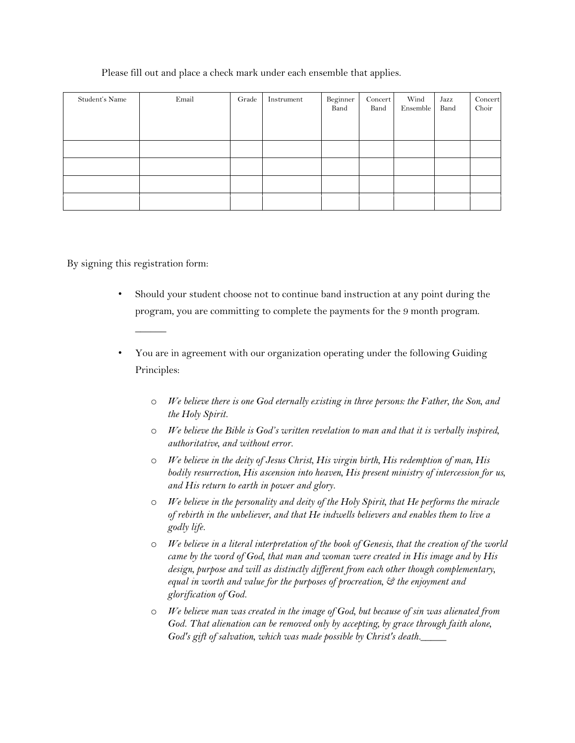Please fill out and place a check mark under each ensemble that applies.

| Student's Name | Email | Grade | Instrument | Beginner Band | Concert Band | Wind Ensemble | Jazz Band | Concert Choir |
|---|---|---|---|---|---|---|---|---|
| | | | | | | | | |
| | | | | | | | | |
| | | | | | | | | |
| | | | | | | | | |

By signing this registration form:

- Should your student choose not to continue band instruction at any point during the program, you are committing to complete the payments for the 9 month program.

  ______

- You are in agreement with our organization operating under the following Guiding Principles:
  - *We believe there is one God eternally existing in three persons: the Father, the Son, and the Holy Spirit.*
  - *We believe the Bible is God's written revelation to man and that it is verbally inspired, authoritative, and without error.*
  - *We believe in the deity of Jesus Christ, His virgin birth, His redemption of man, His bodily resurrection, His ascension into heaven, His present ministry of intercession for us, and His return to earth in power and glory.*
  - *We believe in the personality and deity of the Holy Spirit, that He performs the miracle of rebirth in the unbeliever, and that He indwells believers and enables them to live a godly life.*
  - *We believe in a literal interpretation of the book of Genesis, that the creation of the world came by the word of God, that man and woman were created in His image and by His design, purpose and will as distinctly different from each other though complementary, equal in worth and value for the purposes of procreation, & the enjoyment and glorification of God.*
  - *We believe man was created in the image of God, but because of sin was alienated from God. That alienation can be removed only by accepting, by grace through faith alone, God's gift of salvation, which was made possible by Christ's death.*_____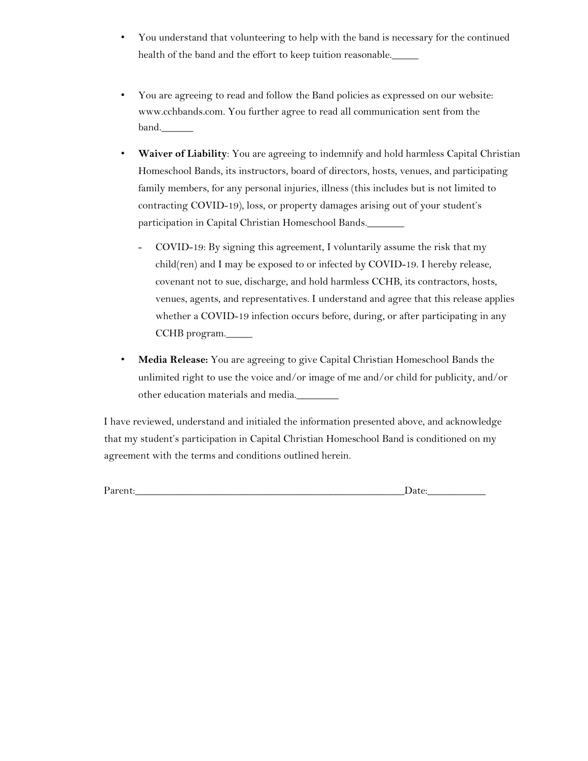- You understand that volunteering to help with the band is necessary for the continued health of the band and the effort to keep tuition reasonable._____

- You are agreeing to read and follow the Band policies as expressed on our website: www.cchbands.com. You further agree to read all communication sent from the band.______

- **Waiver of Liability**: You are agreeing to indemnify and hold harmless Capital Christian Homeschool Bands, its instructors, board of directors, hosts, venues, and participating family members, for any personal injuries, illness (this includes but is not limited to contracting COVID-19), loss, or property damages arising out of your student's participation in Capital Christian Homeschool Bands._______

  - COVID-19: By signing this agreement, I voluntarily assume the risk that my child(ren) and I may be exposed to or infected by COVID-19. I hereby release, covenant not to sue, discharge, and hold harmless CCHB, its contractors, hosts, venues, agents, and representatives. I understand and agree that this release applies whether a COVID-19 infection occurs before, during, or after participating in any CCHB program._____

- **Media Release:** You are agreeing to give Capital Christian Homeschool Bands the unlimited right to use the voice and/or image of me and/or child for publicity, and/or other education materials and media.________

I have reviewed, understand and initialed the information presented above, and acknowledge that my student's participation in Capital Christian Homeschool Band is conditioned on my agreement with the terms and conditions outlined herein.

Parent:_____________________________________________________Date:___________